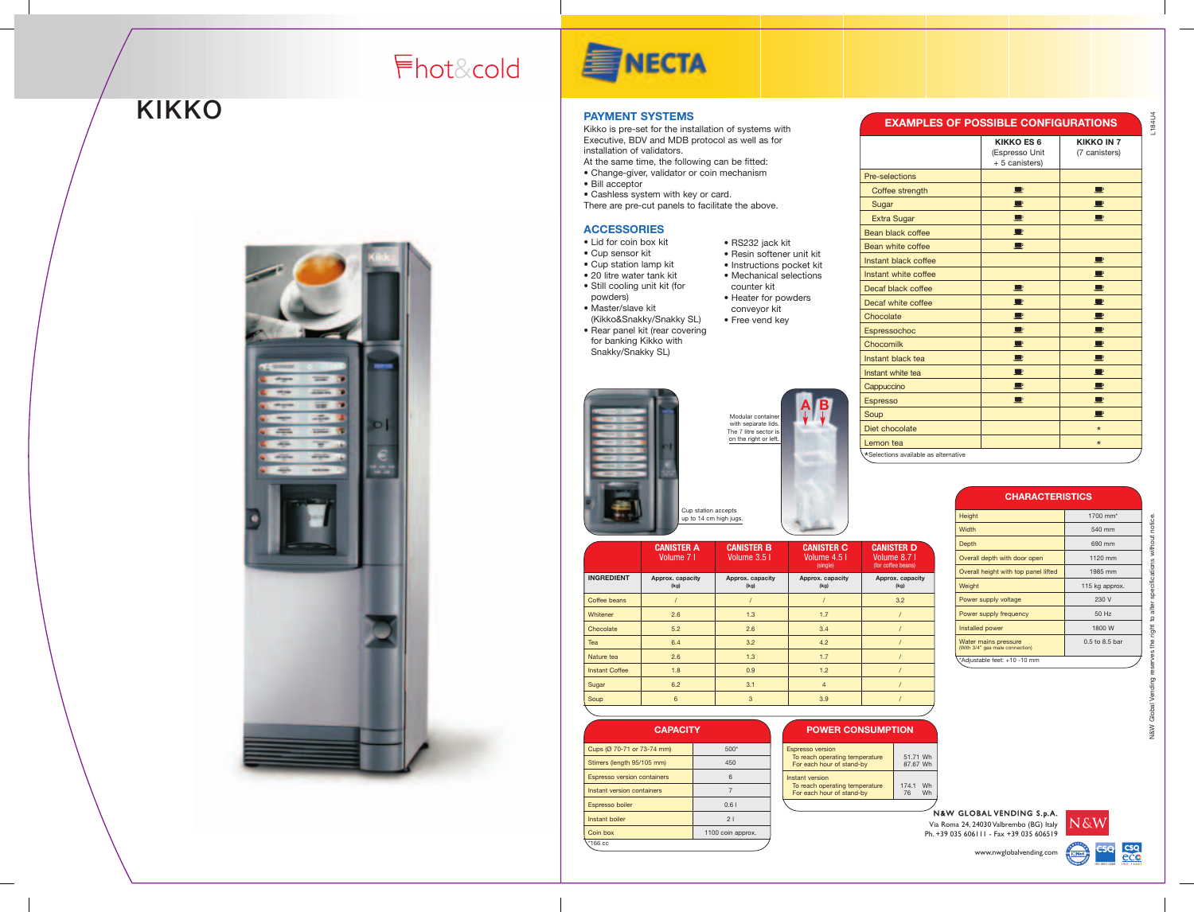# hot&cold

# KIKKO

# NECTA

## PAYMENT SYSTEMS

Kikko is pre-set for the installation of systems with Executive, BDV and MDB protocol as well as for installation of validators.
At the same time, the following can be fitted:

- Change-giver, validator or coin mechanism
- Bill acceptor
- Cashless system with key or card.

There are pre-cut panels to facilitate the above.

## ACCESSORIES

- Lid for coin box kit
- Cup sensor kit
- Cup station lamp kit
- 20 litre water tank kit
- Still cooling unit kit (for powders)
- Master/slave kit (Kikko&Snakky/Snakky SL)
- Rear panel kit (rear covering for banking Kikko with Snakky/Snakky SL)
- RS232 jack kit
- Resin softener unit kit
- Instructions pocket kit
- Mechanical selections counter kit
- Heater for powders conveyor kit
- Free vend key

Modular container with separate lids. The 7 litre sector is on the right or left.

Cup station accepts up to 14 cm high jugs.

| INGREDIENT | CANISTER A Volume 7 l Approx. capacity (kg) | CANISTER B Volume 3.5 l Approx. capacity (kg) | CANISTER C Volume 4.5 l (single) Approx. capacity (kg) | CANISTER D Volume 8.7 l (for coffee beans) Approx. capacity (kg) |
|---|---|---|---|---|
| Coffee beans | / | / | / | 3.2 |
| Whitener | 2.6 | 1.3 | 1.7 | / |
| Chocolate | 5.2 | 2.6 | 3.4 | / |
| Tea | 6.4 | 3.2 | 4.2 | / |
| Nature tea | 2.6 | 1.3 | 1.7 | / |
| Instant Coffee | 1.8 | 0.9 | 1.2 | / |
| Sugar | 6.2 | 3.1 | 4 | / |
| Soup | 6 | 3 | 3.9 | / |

## CAPACITY

| | |
|---|---|
| Cups (Ø 70-71 or 73-74 mm) | 500* |
| Stirrers (length 95/105 mm) | 450 |
| Espresso version containers | 6 |
| Instant version containers | 7 |
| Espresso boiler | 0.6 l |
| Instant boiler | 2 l |
| Coin box | 1100 coin approx. |

*166 cc

## POWER CONSUMPTION

| | |
|---|---|
| Espresso version<br>To reach operating temperature<br>For each hour of stand-by | <br>51.71 Wh<br>87.67 Wh |
| Instant version<br>To reach operating temperature<br>For each hour of stand-by | <br>174.1 Wh<br>76 Wh |

## EXAMPLES OF POSSIBLE CONFIGURATIONS

| | KIKKO ES 6 (Espresso Unit + 5 canisters) | KIKKO IN 7 (7 canisters) |
|---|---|---|
| Pre-selections | | |
| Coffee strength | ● | ● |
| Sugar | ● | ● |
| Extra Sugar | ● | ● |
| Bean black coffee | ● | |
| Bean white coffee | ● | |
| Instant black coffee | | ● |
| Instant white coffee | | ● |
| Decaf black coffee | ● | ● |
| Decaf white coffee | ● | ● |
| Chocolate | ● | ● |
| Espressochoc | ● | ● |
| Chocomilk | ● | ● |
| Instant black tea | ● | ● |
| Instant white tea | ● | ● |
| Cappuccino | ● | ● |
| Espresso | ● | ● |
| Soup | | ● |
| Diet chocolate | | * |
| Lemon tea | | * |

*Selections available as alternative

## CHARACTERISTICS

| | |
|---|---|
| Height | 1700 mm* |
| Width | 540 mm |
| Depth | 690 mm |
| Overall depth with door open | 1120 mm |
| Overall height with top panel lifted | 1985 mm |
| Weight | 115 kg approx. |
| Power supply voltage | 230 V |
| Power supply frequency | 50 Hz |
| Installed power | 1800 W |
| Water mains pressure (With 3/4" gas male connection) | 0.5 to 8.5 bar |

*Adjustable feet: +10 -10 mm

N&W Global Vending reserves the right to alter specifications without notice.

L184U4

**N&W GLOBAL VENDING S.p.A.**
Via Roma 24, 24030 Valbrembo (BG) Italy
Ph. +39 035 606111 - Fax +39 035 606519
www.nwglobalvending.com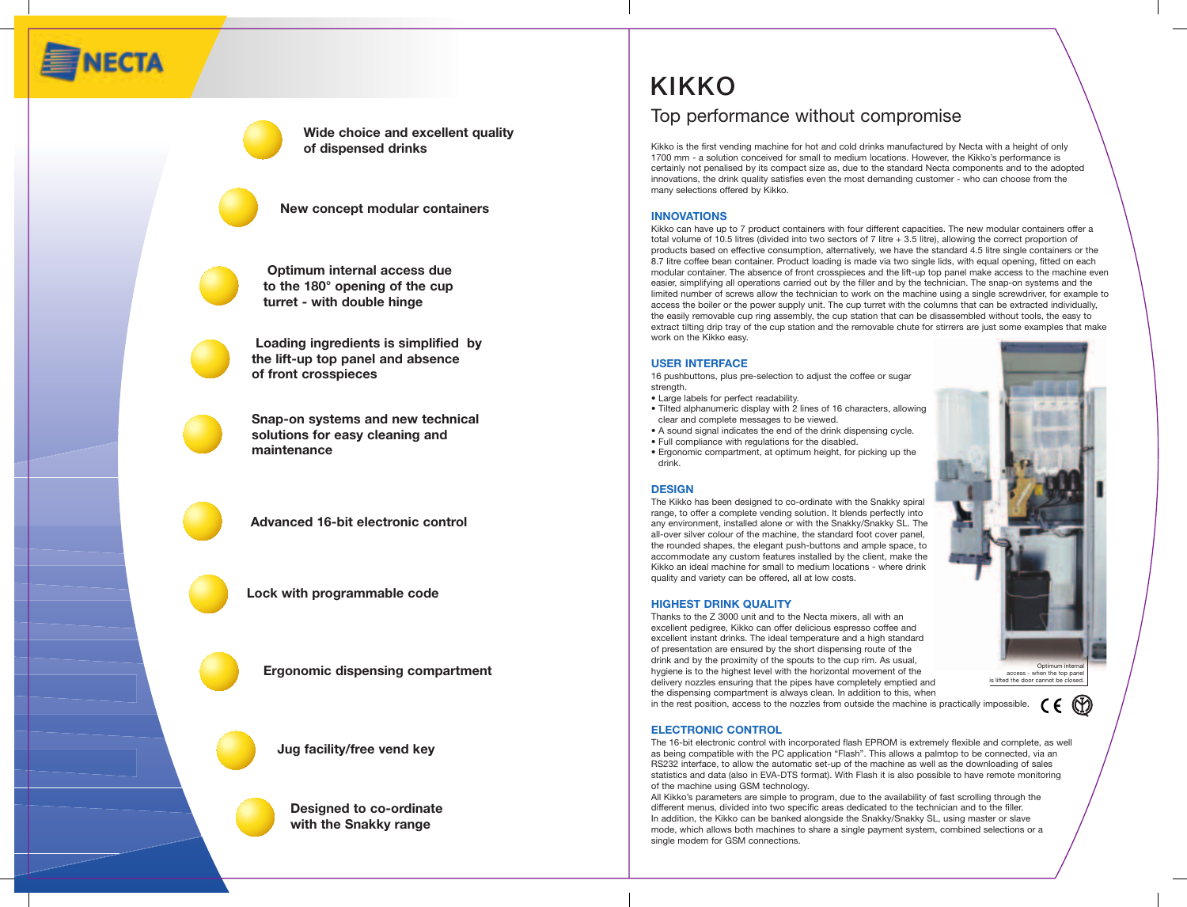NECTA

- Wide choice and excellent quality of dispensed drinks
- New concept modular containers
- Optimum internal access due to the 180° opening of the cup turret - with double hinge
- Loading ingredients is simplified by the lift-up top panel and absence of front crosspieces
- Snap-on systems and new technical solutions for easy cleaning and maintenance
- Advanced 16-bit electronic control
- Lock with programmable code
- Ergonomic dispensing compartment
- Jug facility/free vend key
- Designed to co-ordinate with the Snakky range

# KIKKO

## Top performance without compromise

Kikko is the first vending machine for hot and cold drinks manufactured by Necta with a height of only 1700 mm - a solution conceived for small to medium locations. However, the Kikko's performance is certainly not penalised by its compact size as, due to the standard Necta components and to the adopted innovations, the drink quality satisfies even the most demanding customer - who can choose from the many selections offered by Kikko.

### INNOVATIONS

Kikko can have up to 7 product containers with four different capacities. The new modular containers offer a total volume of 10.5 litres (divided into two sectors of 7 litre + 3.5 litre), allowing the correct proportion of products based on effective consumption, alternatively, we have the standard 4.5 litre single containers or the 8.7 litre coffee bean container. Product loading is made via two single lids, with equal opening, fitted on each modular container. The absence of front crosspieces and the lift-up top panel make access to the machine even easier, simplifying all operations carried out by the filler and by the technician. The snap-on systems and the limited number of screws allow the technician to work on the machine using a single screwdriver, for example to access the boiler or the power supply unit. The cup turret with the columns that can be extracted individually, the easily removable cup ring assembly, the cup station that can be disassembled without tools, the easy to extract tilting drip tray of the cup station and the removable chute for stirrers are just some examples that make work on the Kikko easy.

### USER INTERFACE

16 pushbuttons, plus pre-selection to adjust the coffee or sugar strength.

- Large labels for perfect readability.
- Tilted alphanumeric display with 2 lines of 16 characters, allowing clear and complete messages to be viewed.
- A sound signal indicates the end of the drink dispensing cycle.
- Full compliance with regulations for the disabled.
- Ergonomic compartment, at optimum height, for picking up the drink.

### DESIGN

The Kikko has been designed to co-ordinate with the Snakky spiral range, to offer a complete vending solution. It blends perfectly into any environment, installed alone or with the Snakky/Snakky SL. The all-over silver colour of the machine, the standard foot cover panel, the rounded shapes, the elegant push-buttons and ample space, to accommodate any custom features installed by the client, make the Kikko an ideal machine for small to medium locations - where drink quality and variety can be offered, all at low costs.

### HIGHEST DRINK QUALITY

Thanks to the Z 3000 unit and to the Necta mixers, all with an excellent pedigree, Kikko can offer delicious espresso coffee and excellent instant drinks. The ideal temperature and a high standard of presentation are ensured by the short dispensing route of the drink and by the proximity of the spouts to the cup rim. As usual, hygiene is to the highest level with the horizontal movement of the delivery nozzles ensuring that the pipes have completely emptied and the dispensing compartment is always clean. In addition to this, when in the rest position, access to the nozzles from outside the machine is practically impossible.

Optimum internal access - when the top panel is lifted the door cannot be closed.

### ELECTRONIC CONTROL

The 16-bit electronic control with incorporated flash EPROM is extremely flexible and complete, as well as being compatible with the PC application "Flash". This allows a palmtop to be connected, via an RS232 interface, to allow the automatic set-up of the machine as well as the downloading of sales statistics and data (also in EVA-DTS format). With Flash it is also possible to have remote monitoring of the machine using GSM technology.

All Kikko's parameters are simple to program, due to the availability of fast scrolling through the different menus, divided into two specific areas dedicated to the technician and to the filler.

In addition, the Kikko can be banked alongside the Snakky/Snakky SL, using master or slave mode, which allows both machines to share a single payment system, combined selections or a single modem for GSM connections.